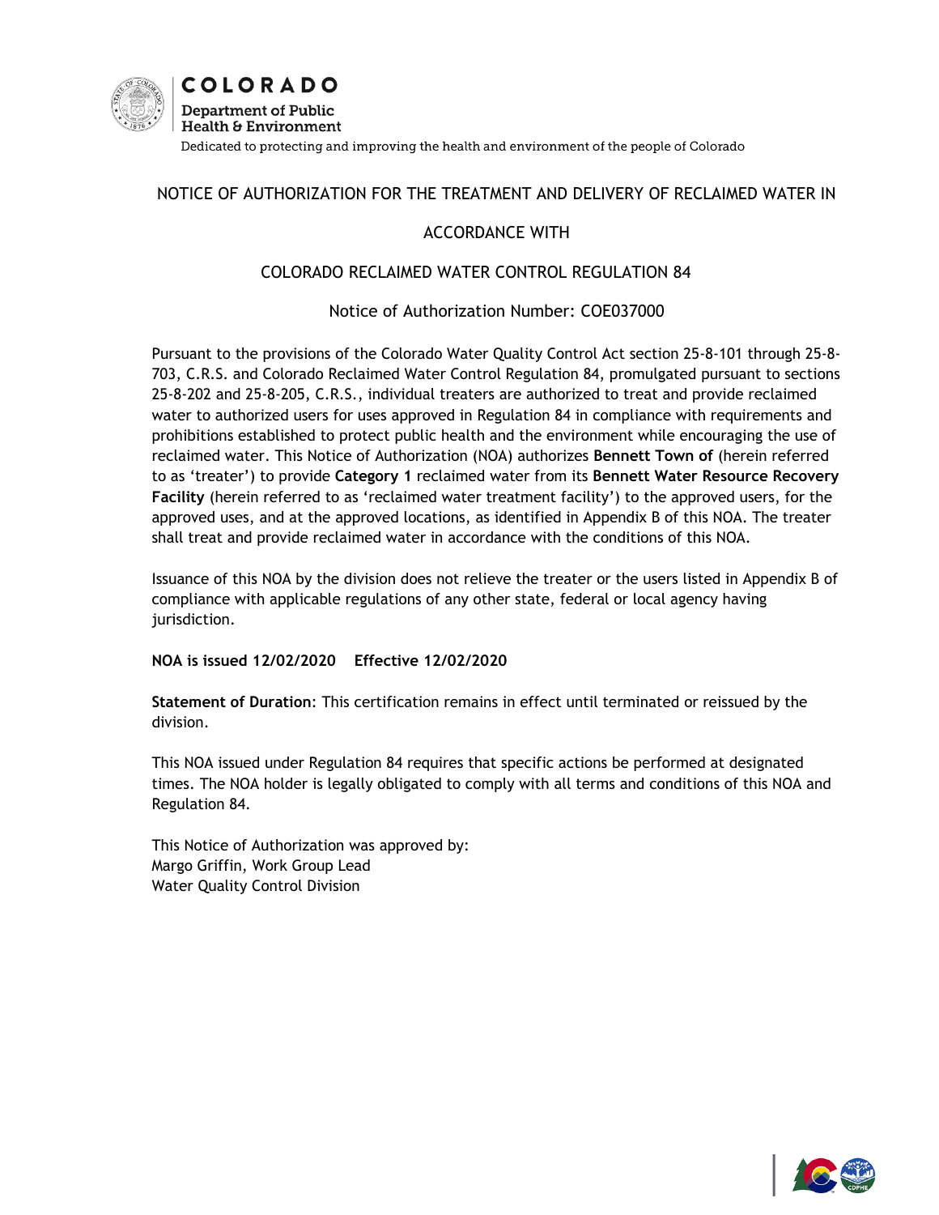**COLORADO**

**Department of Public Health & Environment**

Dedicated to protecting and improving the health and environment of the people of Colorado

# NOTICE OF AUTHORIZATION FOR THE TREATMENT AND DELIVERY OF RECLAIMED WATER IN ACCORDANCE WITH COLORADO RECLAIMED WATER CONTROL REGULATION 84

## Notice of Authorization Number: COE037000

Pursuant to the provisions of the Colorado Water Quality Control Act section 25-8-101 through 25-8-703, C.R.S. and Colorado Reclaimed Water Control Regulation 84, promulgated pursuant to sections 25-8-202 and 25-8-205, C.R.S., individual treaters are authorized to treat and provide reclaimed water to authorized users for uses approved in Regulation 84 in compliance with requirements and prohibitions established to protect public health and the environment while encouraging the use of reclaimed water. This Notice of Authorization (NOA) authorizes **Bennett Town of** (herein referred to as 'treater') to provide **Category 1** reclaimed water from its **Bennett Water Resource Recovery Facility** (herein referred to as 'reclaimed water treatment facility') to the approved users, for the approved uses, and at the approved locations, as identified in Appendix B of this NOA. The treater shall treat and provide reclaimed water in accordance with the conditions of this NOA.

Issuance of this NOA by the division does not relieve the treater or the users listed in Appendix B of compliance with applicable regulations of any other state, federal or local agency having jurisdiction.

**NOA is issued 12/02/2020 Effective 12/02/2020**

**Statement of Duration**: This certification remains in effect until terminated or reissued by the division.

This NOA issued under Regulation 84 requires that specific actions be performed at designated times. The NOA holder is legally obligated to comply with all terms and conditions of this NOA and Regulation 84.

This Notice of Authorization was approved by:
Margo Griffin, Work Group Lead
Water Quality Control Division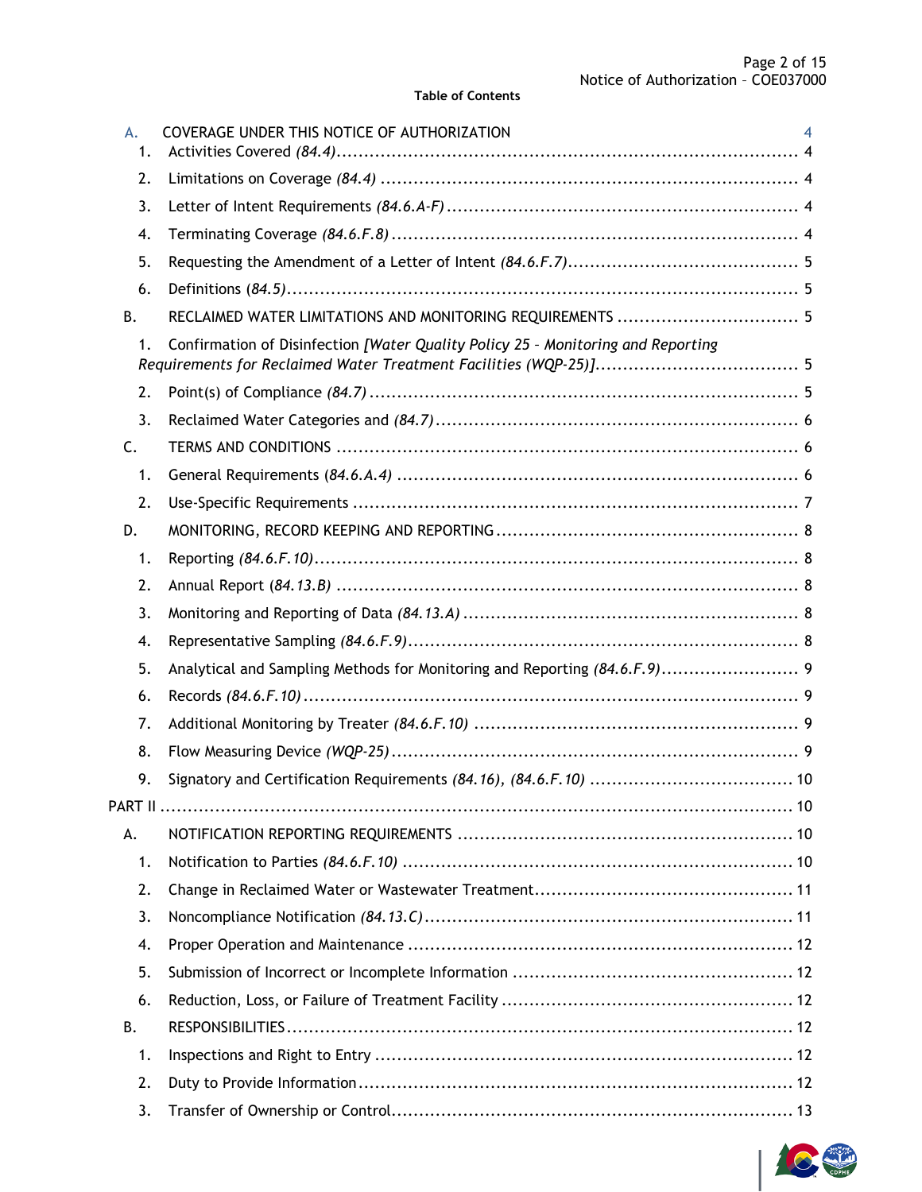**Table of Contents**

- A. COVERAGE UNDER THIS NOTICE OF AUTHORIZATION 4
  1. Activities Covered *(84.4)* ..... 4
  2. Limitations on Coverage *(84.4)* ..... 4
  3. Letter of Intent Requirements *(84.6.A-F)* ..... 4
  4. Terminating Coverage *(84.6.F.8)* ..... 4
  5. Requesting the Amendment of a Letter of Intent *(84.6.F.7)* ..... 5
  6. Definitions *(84.5)* ..... 5
- B. RECLAIMED WATER LIMITATIONS AND MONITORING REQUIREMENTS ..... 5
  1. Confirmation of Disinfection *[Water Quality Policy 25 – Monitoring and Reporting Requirements for Reclaimed Water Treatment Facilities (WQP-25)]* ..... 5
  2. Point(s) of Compliance *(84.7)* ..... 5
  3. Reclaimed Water Categories and *(84.7)* ..... 6
- C. TERMS AND CONDITIONS ..... 6
  1. General Requirements *(84.6.A.4)* ..... 6
  2. Use-Specific Requirements ..... 7
- D. MONITORING, RECORD KEEPING AND REPORTING ..... 8
  1. Reporting *(84.6.F.10)* ..... 8
  2. Annual Report *(84.13.B)* ..... 8
  3. Monitoring and Reporting of Data *(84.13.A)* ..... 8
  4. Representative Sampling *(84.6.F.9)* ..... 8
  5. Analytical and Sampling Methods for Monitoring and Reporting *(84.6.F.9)* ..... 9
  6. Records *(84.6.F.10)* ..... 9
  7. Additional Monitoring by Treater *(84.6.F.10)* ..... 9
  8. Flow Measuring Device *(WQP-25)* ..... 9
  9. Signatory and Certification Requirements *(84.16), (84.6.F.10)* ..... 10
- PART II ..... 10
- A. NOTIFICATION REPORTING REQUIREMENTS ..... 10
  1. Notification to Parties *(84.6.F.10)* ..... 10
  2. Change in Reclaimed Water or Wastewater Treatment ..... 11
  3. Noncompliance Notification *(84.13.C)* ..... 11
  4. Proper Operation and Maintenance ..... 12
  5. Submission of Incorrect or Incomplete Information ..... 12
  6. Reduction, Loss, or Failure of Treatment Facility ..... 12
- B. RESPONSIBILITIES ..... 12
  1. Inspections and Right to Entry ..... 12
  2. Duty to Provide Information ..... 12
  3. Transfer of Ownership or Control ..... 13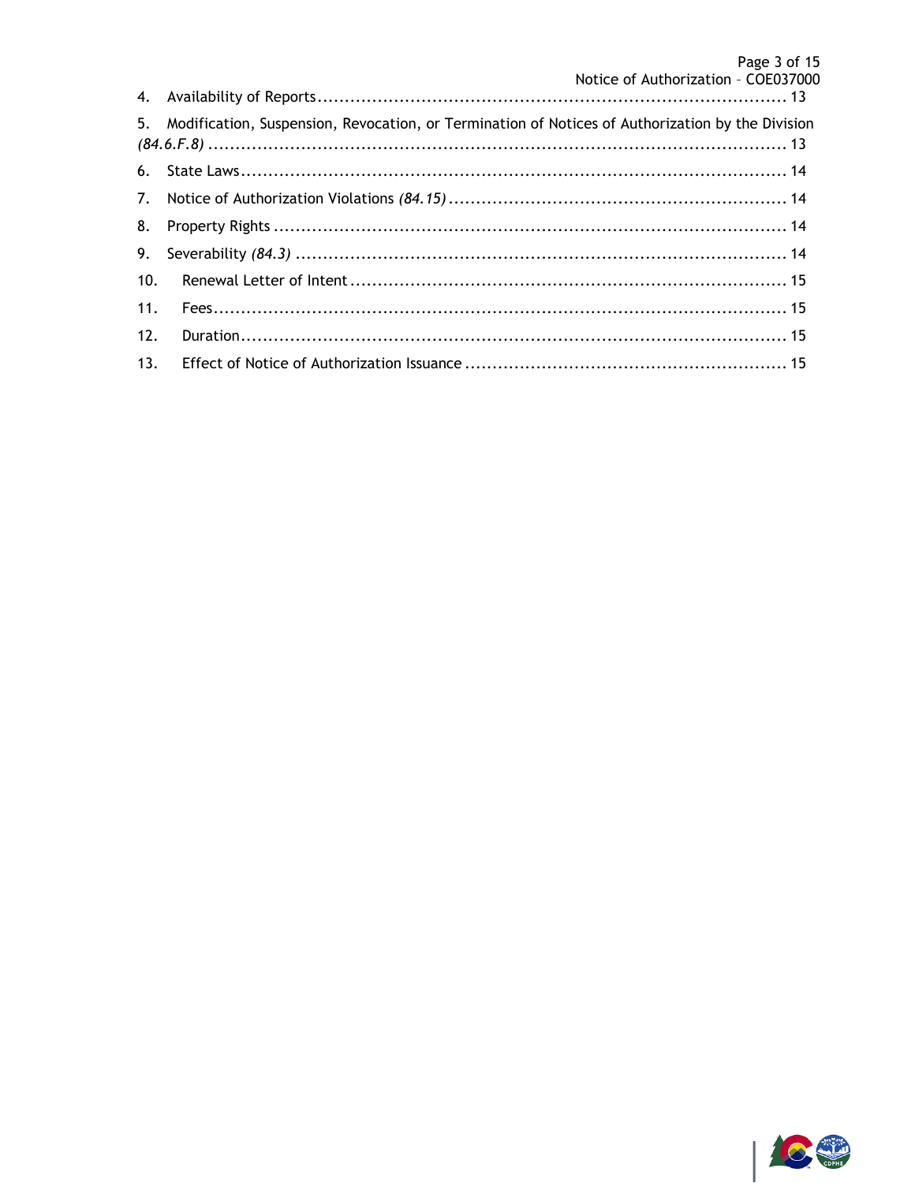4. Availability of Reports ........................................................................................ 13

5. Modification, Suspension, Revocation, or Termination of Notices of Authorization by the Division *(84.6.F.8)* ............................................................................................................. 13

6. State Laws ...................................................................................................... 14

7. Notice of Authorization Violations *(84.15)* ............................................................... 14

8. Property Rights ................................................................................................ 14

9. Severability *(84.3)* ............................................................................................ 14

10. Renewal Letter of Intent ................................................................................. 15

11. Fees ............................................................................................................. 15

12. Duration ....................................................................................................... 15

13. Effect of Notice of Authorization Issuance ........................................................... 15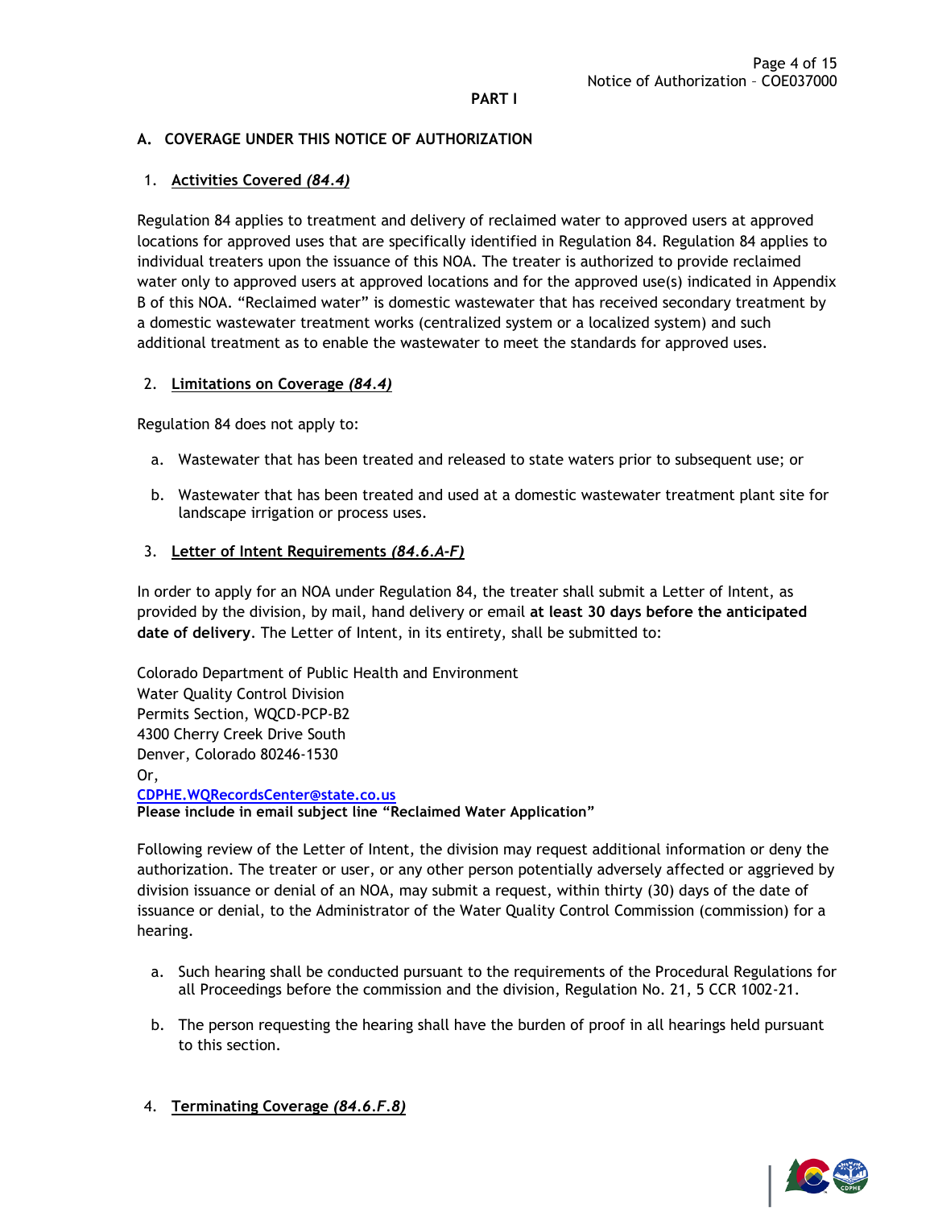**PART I**

## A. COVERAGE UNDER THIS NOTICE OF AUTHORIZATION

### 1. Activities Covered *(84.4)*

Regulation 84 applies to treatment and delivery of reclaimed water to approved users at approved locations for approved uses that are specifically identified in Regulation 84. Regulation 84 applies to individual treaters upon the issuance of this NOA. The treater is authorized to provide reclaimed water only to approved users at approved locations and for the approved use(s) indicated in Appendix B of this NOA. "Reclaimed water" is domestic wastewater that has received secondary treatment by a domestic wastewater treatment works (centralized system or a localized system) and such additional treatment as to enable the wastewater to meet the standards for approved uses.

### 2. Limitations on Coverage *(84.4)*

Regulation 84 does not apply to:

a. Wastewater that has been treated and released to state waters prior to subsequent use; or

b. Wastewater that has been treated and used at a domestic wastewater treatment plant site for landscape irrigation or process uses.

### 3. Letter of Intent Requirements *(84.6.A-F)*

In order to apply for an NOA under Regulation 84, the treater shall submit a Letter of Intent, as provided by the division, by mail, hand delivery or email **at least 30 days before the anticipated date of delivery**. The Letter of Intent, in its entirety, shall be submitted to:

Colorado Department of Public Health and Environment
Water Quality Control Division
Permits Section, WQCD-PCP-B2
4300 Cherry Creek Drive South
Denver, Colorado 80246-1530
Or,
CDPHE.WQRecordsCenter@state.co.us
**Please include in email subject line "Reclaimed Water Application"**

Following review of the Letter of Intent, the division may request additional information or deny the authorization. The treater or user, or any other person potentially adversely affected or aggrieved by division issuance or denial of an NOA, may submit a request, within thirty (30) days of the date of issuance or denial, to the Administrator of the Water Quality Control Commission (commission) for a hearing.

a. Such hearing shall be conducted pursuant to the requirements of the Procedural Regulations for all Proceedings before the commission and the division, Regulation No. 21, 5 CCR 1002-21.

b. The person requesting the hearing shall have the burden of proof in all hearings held pursuant to this section.

### 4. Terminating Coverage *(84.6.F.8)*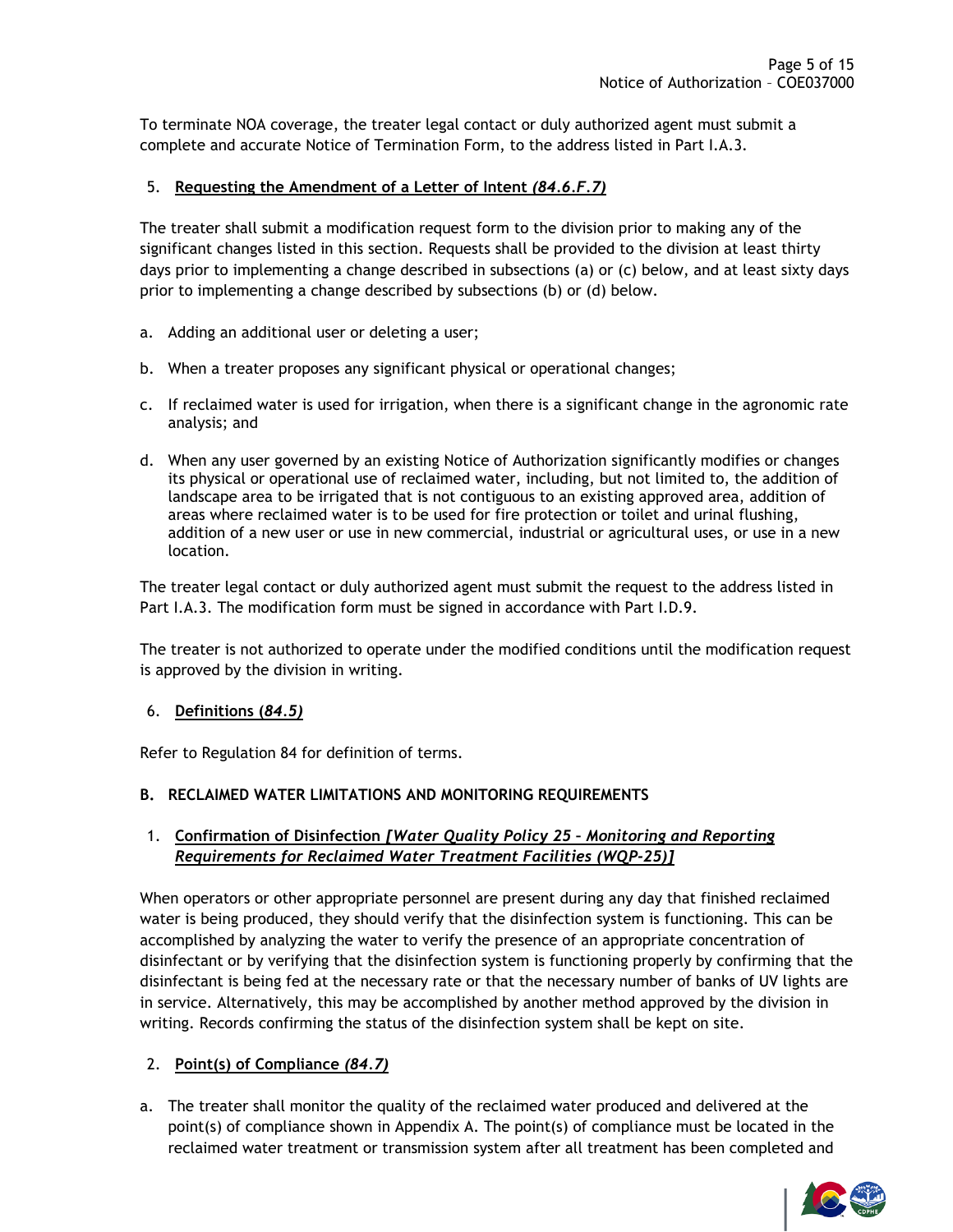To terminate NOA coverage, the treater legal contact or duly authorized agent must submit a complete and accurate Notice of Termination Form, to the address listed in Part I.A.3.

5. **Requesting the Amendment of a Letter of Intent *(84.6.F.7)***

The treater shall submit a modification request form to the division prior to making any of the significant changes listed in this section. Requests shall be provided to the division at least thirty days prior to implementing a change described in subsections (a) or (c) below, and at least sixty days prior to implementing a change described by subsections (b) or (d) below.

a. Adding an additional user or deleting a user;

b. When a treater proposes any significant physical or operational changes;

c. If reclaimed water is used for irrigation, when there is a significant change in the agronomic rate analysis; and

d. When any user governed by an existing Notice of Authorization significantly modifies or changes its physical or operational use of reclaimed water, including, but not limited to, the addition of landscape area to be irrigated that is not contiguous to an existing approved area, addition of areas where reclaimed water is to be used for fire protection or toilet and urinal flushing, addition of a new user or use in new commercial, industrial or agricultural uses, or use in a new location.

The treater legal contact or duly authorized agent must submit the request to the address listed in Part I.A.3. The modification form must be signed in accordance with Part I.D.9.

The treater is not authorized to operate under the modified conditions until the modification request is approved by the division in writing.

6. **Definitions *(84.5)***

Refer to Regulation 84 for definition of terms.

## B. RECLAIMED WATER LIMITATIONS AND MONITORING REQUIREMENTS

1. **Confirmation of Disinfection *[Water Quality Policy 25 – Monitoring and Reporting Requirements for Reclaimed Water Treatment Facilities (WQP-25)]***

When operators or other appropriate personnel are present during any day that finished reclaimed water is being produced, they should verify that the disinfection system is functioning. This can be accomplished by analyzing the water to verify the presence of an appropriate concentration of disinfectant or by verifying that the disinfection system is functioning properly by confirming that the disinfectant is being fed at the necessary rate or that the necessary number of banks of UV lights are in service. Alternatively, this may be accomplished by another method approved by the division in writing. Records confirming the status of the disinfection system shall be kept on site.

2. **Point(s) of Compliance *(84.7)***

a. The treater shall monitor the quality of the reclaimed water produced and delivered at the point(s) of compliance shown in Appendix A. The point(s) of compliance must be located in the reclaimed water treatment or transmission system after all treatment has been completed and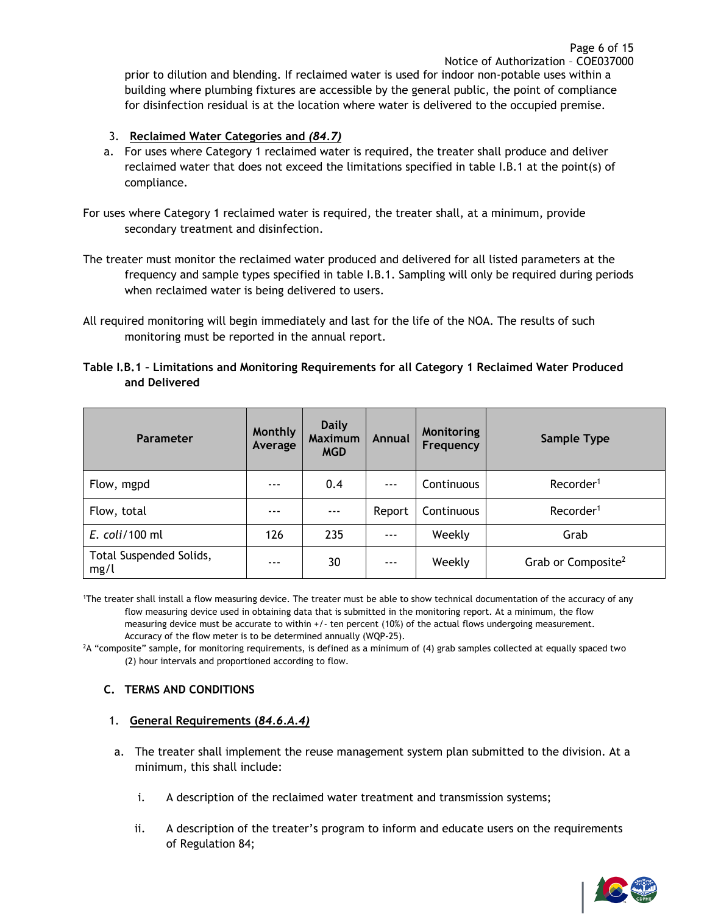prior to dilution and blending. If reclaimed water is used for indoor non-potable uses within a building where plumbing fixtures are accessible by the general public, the point of compliance for disinfection residual is at the location where water is delivered to the occupied premise.

3. **Reclaimed Water Categories and *(84.7)***

a. For uses where Category 1 reclaimed water is required, the treater shall produce and deliver reclaimed water that does not exceed the limitations specified in table I.B.1 at the point(s) of compliance.

For uses where Category 1 reclaimed water is required, the treater shall, at a minimum, provide secondary treatment and disinfection.

The treater must monitor the reclaimed water produced and delivered for all listed parameters at the frequency and sample types specified in table I.B.1. Sampling will only be required during periods when reclaimed water is being delivered to users.

All required monitoring will begin immediately and last for the life of the NOA. The results of such monitoring must be reported in the annual report.

**Table I.B.1 – Limitations and Monitoring Requirements for all Category 1 Reclaimed Water Produced and Delivered**

| Parameter | Monthly Average | Daily Maximum MGD | Annual | Monitoring Frequency | Sample Type |
|---|---|---|---|---|---|
| Flow, mgpd | --- | 0.4 | --- | Continuous | Recorder[1] |
| Flow, total | --- | --- | Report | Continuous | Recorder[1] |
| *E. coli*/100 ml | 126 | 235 | --- | Weekly | Grab |
| Total Suspended Solids, mg/l | --- | 30 | --- | Weekly | Grab or Composite[2] |

[1]The treater shall install a flow measuring device. The treater must be able to show technical documentation of the accuracy of any flow measuring device used in obtaining data that is submitted in the monitoring report. At a minimum, the flow measuring device must be accurate to within +/- ten percent (10%) of the actual flows undergoing measurement. Accuracy of the flow meter is to be determined annually (WQP-25).

[2]A "composite" sample, for monitoring requirements, is defined as a minimum of (4) grab samples collected at equally spaced two (2) hour intervals and proportioned according to flow.

## C. TERMS AND CONDITIONS

1. **General Requirements (*84.6.A.4)***

a. The treater shall implement the reuse management system plan submitted to the division. At a minimum, this shall include:

i. A description of the reclaimed water treatment and transmission systems;

ii. A description of the treater's program to inform and educate users on the requirements of Regulation 84;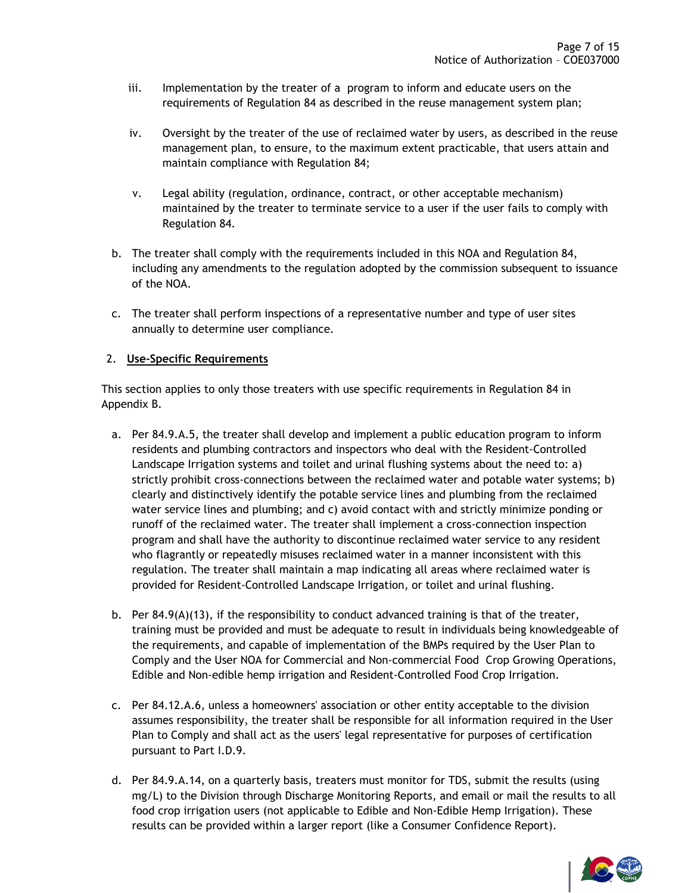iii. Implementation by the treater of a  program to inform and educate users on the requirements of Regulation 84 as described in the reuse management system plan;

iv. Oversight by the treater of the use of reclaimed water by users, as described in the reuse management plan, to ensure, to the maximum extent practicable, that users attain and maintain compliance with Regulation 84;

v. Legal ability (regulation, ordinance, contract, or other acceptable mechanism) maintained by the treater to terminate service to a user if the user fails to comply with Regulation 84.

b. The treater shall comply with the requirements included in this NOA and Regulation 84, including any amendments to the regulation adopted by the commission subsequent to issuance of the NOA.

c. The treater shall perform inspections of a representative number and type of user sites annually to determine user compliance.

2. **Use-Specific Requirements**

This section applies to only those treaters with use specific requirements in Regulation 84 in Appendix B.

a. Per 84.9.A.5, the treater shall develop and implement a public education program to inform residents and plumbing contractors and inspectors who deal with the Resident-Controlled Landscape Irrigation systems and toilet and urinal flushing systems about the need to: a) strictly prohibit cross-connections between the reclaimed water and potable water systems; b) clearly and distinctively identify the potable service lines and plumbing from the reclaimed water service lines and plumbing; and c) avoid contact with and strictly minimize ponding or runoff of the reclaimed water. The treater shall implement a cross-connection inspection program and shall have the authority to discontinue reclaimed water service to any resident who flagrantly or repeatedly misuses reclaimed water in a manner inconsistent with this regulation. The treater shall maintain a map indicating all areas where reclaimed water is provided for Resident-Controlled Landscape Irrigation, or toilet and urinal flushing.

b. Per 84.9(A)(13), if the responsibility to conduct advanced training is that of the treater, training must be provided and must be adequate to result in individuals being knowledgeable of the requirements, and capable of implementation of the BMPs required by the User Plan to Comply and the User NOA for Commercial and Non-commercial Food  Crop Growing Operations, Edible and Non-edible hemp irrigation and Resident-Controlled Food Crop Irrigation.

c. Per 84.12.A.6, unless a homeowners' association or other entity acceptable to the division assumes responsibility, the treater shall be responsible for all information required in the User Plan to Comply and shall act as the users' legal representative for purposes of certification pursuant to Part I.D.9.

d. Per 84.9.A.14, on a quarterly basis, treaters must monitor for TDS, submit the results (using mg/L) to the Division through Discharge Monitoring Reports, and email or mail the results to all food crop irrigation users (not applicable to Edible and Non-Edible Hemp Irrigation). These results can be provided within a larger report (like a Consumer Confidence Report).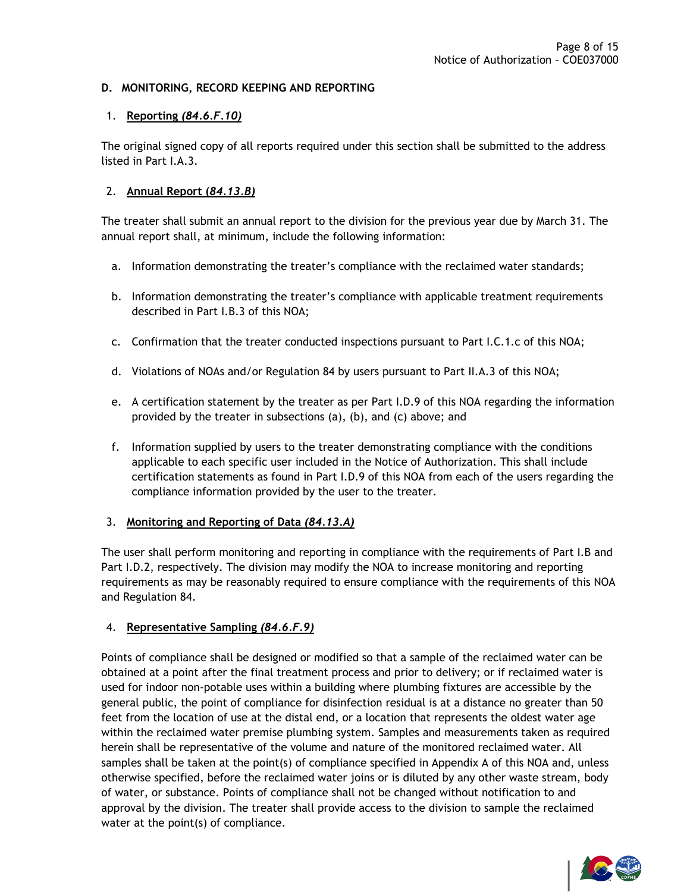## D. MONITORING, RECORD KEEPING AND REPORTING

### 1. Reporting *(84.6.F.10)*

The original signed copy of all reports required under this section shall be submitted to the address listed in Part I.A.3.

### 2. Annual Report (*84.13.B)*

The treater shall submit an annual report to the division for the previous year due by March 31. The annual report shall, at minimum, include the following information:

a. Information demonstrating the treater's compliance with the reclaimed water standards;

b. Information demonstrating the treater's compliance with applicable treatment requirements described in Part I.B.3 of this NOA;

c. Confirmation that the treater conducted inspections pursuant to Part I.C.1.c of this NOA;

d. Violations of NOAs and/or Regulation 84 by users pursuant to Part II.A.3 of this NOA;

e. A certification statement by the treater as per Part I.D.9 of this NOA regarding the information provided by the treater in subsections (a), (b), and (c) above; and

f. Information supplied by users to the treater demonstrating compliance with the conditions applicable to each specific user included in the Notice of Authorization. This shall include certification statements as found in Part I.D.9 of this NOA from each of the users regarding the compliance information provided by the user to the treater.

### 3. Monitoring and Reporting of Data *(84.13.A)*

The user shall perform monitoring and reporting in compliance with the requirements of Part I.B and Part I.D.2, respectively. The division may modify the NOA to increase monitoring and reporting requirements as may be reasonably required to ensure compliance with the requirements of this NOA and Regulation 84.

### 4. Representative Sampling *(84.6.F.9)*

Points of compliance shall be designed or modified so that a sample of the reclaimed water can be obtained at a point after the final treatment process and prior to delivery; or if reclaimed water is used for indoor non-potable uses within a building where plumbing fixtures are accessible by the general public, the point of compliance for disinfection residual is at a distance no greater than 50 feet from the location of use at the distal end, or a location that represents the oldest water age within the reclaimed water premise plumbing system. Samples and measurements taken as required herein shall be representative of the volume and nature of the monitored reclaimed water. All samples shall be taken at the point(s) of compliance specified in Appendix A of this NOA and, unless otherwise specified, before the reclaimed water joins or is diluted by any other waste stream, body of water, or substance. Points of compliance shall not be changed without notification to and approval by the division. The treater shall provide access to the division to sample the reclaimed water at the point(s) of compliance.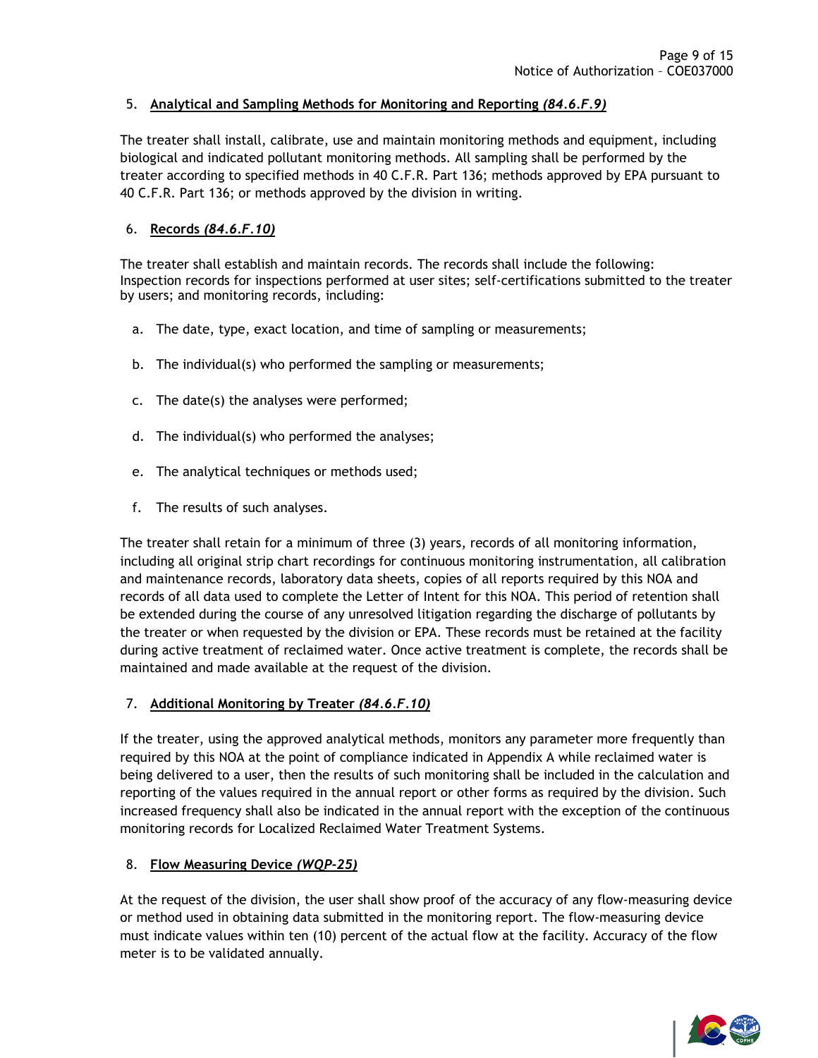5. **Analytical and Sampling Methods for Monitoring and Reporting *(84.6.F.9)***

The treater shall install, calibrate, use and maintain monitoring methods and equipment, including biological and indicated pollutant monitoring methods. All sampling shall be performed by the treater according to specified methods in 40 C.F.R. Part 136; methods approved by EPA pursuant to 40 C.F.R. Part 136; or methods approved by the division in writing.

6. **Records *(84.6.F.10)***

The treater shall establish and maintain records. The records shall include the following: Inspection records for inspections performed at user sites; self-certifications submitted to the treater by users; and monitoring records, including:

a. The date, type, exact location, and time of sampling or measurements;

b. The individual(s) who performed the sampling or measurements;

c. The date(s) the analyses were performed;

d. The individual(s) who performed the analyses;

e. The analytical techniques or methods used;

f. The results of such analyses.

The treater shall retain for a minimum of three (3) years, records of all monitoring information, including all original strip chart recordings for continuous monitoring instrumentation, all calibration and maintenance records, laboratory data sheets, copies of all reports required by this NOA and records of all data used to complete the Letter of Intent for this NOA. This period of retention shall be extended during the course of any unresolved litigation regarding the discharge of pollutants by the treater or when requested by the division or EPA. These records must be retained at the facility during active treatment of reclaimed water. Once active treatment is complete, the records shall be maintained and made available at the request of the division.

7. **Additional Monitoring by Treater *(84.6.F.10)***

If the treater, using the approved analytical methods, monitors any parameter more frequently than required by this NOA at the point of compliance indicated in Appendix A while reclaimed water is being delivered to a user, then the results of such monitoring shall be included in the calculation and reporting of the values required in the annual report or other forms as required by the division. Such increased frequency shall also be indicated in the annual report with the exception of the continuous monitoring records for Localized Reclaimed Water Treatment Systems.

8. **Flow Measuring Device *(WQP-25)***

At the request of the division, the user shall show proof of the accuracy of any flow-measuring device or method used in obtaining data submitted in the monitoring report. The flow-measuring device must indicate values within ten (10) percent of the actual flow at the facility. Accuracy of the flow meter is to be validated annually.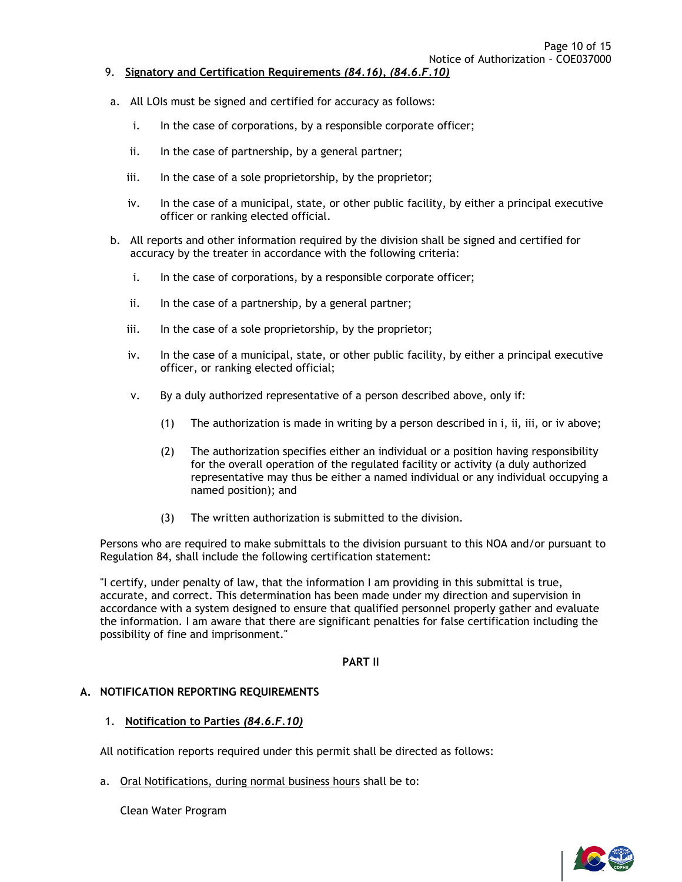9. **Signatory and Certification Requirements *(84.16), (84.6.F.10)***

a. All LOIs must be signed and certified for accuracy as follows:

   i. In the case of corporations, by a responsible corporate officer;

   ii. In the case of partnership, by a general partner;

   iii. In the case of a sole proprietorship, by the proprietor;

   iv. In the case of a municipal, state, or other public facility, by either a principal executive officer or ranking elected official.

b. All reports and other information required by the division shall be signed and certified for accuracy by the treater in accordance with the following criteria:

   i. In the case of corporations, by a responsible corporate officer;

   ii. In the case of a partnership, by a general partner;

   iii. In the case of a sole proprietorship, by the proprietor;

   iv. In the case of a municipal, state, or other public facility, by either a principal executive officer, or ranking elected official;

   v. By a duly authorized representative of a person described above, only if:

      (1) The authorization is made in writing by a person described in i, ii, iii, or iv above;

      (2) The authorization specifies either an individual or a position having responsibility for the overall operation of the regulated facility or activity (a duly authorized representative may thus be either a named individual or any individual occupying a named position); and

      (3) The written authorization is submitted to the division.

Persons who are required to make submittals to the division pursuant to this NOA and/or pursuant to Regulation 84, shall include the following certification statement:

"I certify, under penalty of law, that the information I am providing in this submittal is true, accurate, and correct. This determination has been made under my direction and supervision in accordance with a system designed to ensure that qualified personnel properly gather and evaluate the information. I am aware that there are significant penalties for false certification including the possibility of fine and imprisonment."

## PART II

### A. NOTIFICATION REPORTING REQUIREMENTS

1. **Notification to Parties *(84.6.F.10)***

All notification reports required under this permit shall be directed as follows:

a. Oral Notifications, during normal business hours shall be to:

   Clean Water Program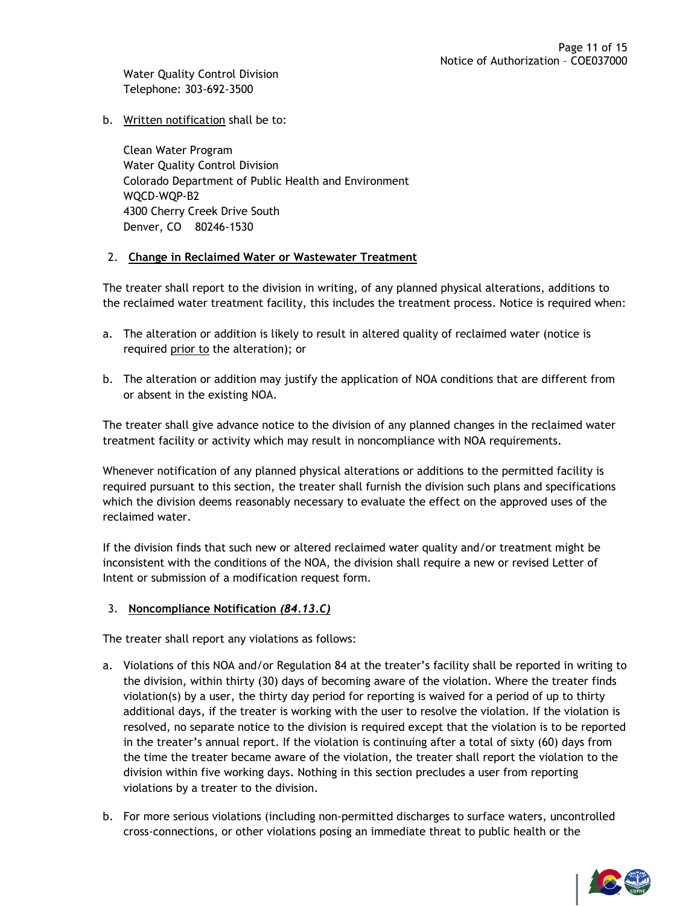Water Quality Control Division
Telephone: 303-692-3500

b. Written notification shall be to:

Clean Water Program
Water Quality Control Division
Colorado Department of Public Health and Environment
WQCD-WQP-B2
4300 Cherry Creek Drive South
Denver, CO 80246-1530

2. **Change in Reclaimed Water or Wastewater Treatment**

The treater shall report to the division in writing, of any planned physical alterations, additions to the reclaimed water treatment facility, this includes the treatment process. Notice is required when:

a. The alteration or addition is likely to result in altered quality of reclaimed water (notice is required prior to the alteration); or

b. The alteration or addition may justify the application of NOA conditions that are different from or absent in the existing NOA.

The treater shall give advance notice to the division of any planned changes in the reclaimed water treatment facility or activity which may result in noncompliance with NOA requirements.

Whenever notification of any planned physical alterations or additions to the permitted facility is required pursuant to this section, the treater shall furnish the division such plans and specifications which the division deems reasonably necessary to evaluate the effect on the approved uses of the reclaimed water.

If the division finds that such new or altered reclaimed water quality and/or treatment might be inconsistent with the conditions of the NOA, the division shall require a new or revised Letter of Intent or submission of a modification request form.

3. **Noncompliance Notification *(84.13.C)***

The treater shall report any violations as follows:

a. Violations of this NOA and/or Regulation 84 at the treater's facility shall be reported in writing to the division, within thirty (30) days of becoming aware of the violation. Where the treater finds violation(s) by a user, the thirty day period for reporting is waived for a period of up to thirty additional days, if the treater is working with the user to resolve the violation. If the violation is resolved, no separate notice to the division is required except that the violation is to be reported in the treater's annual report. If the violation is continuing after a total of sixty (60) days from the time the treater became aware of the violation, the treater shall report the violation to the division within five working days. Nothing in this section precludes a user from reporting violations by a treater to the division.

b. For more serious violations (including non-permitted discharges to surface waters, uncontrolled cross-connections, or other violations posing an immediate threat to public health or the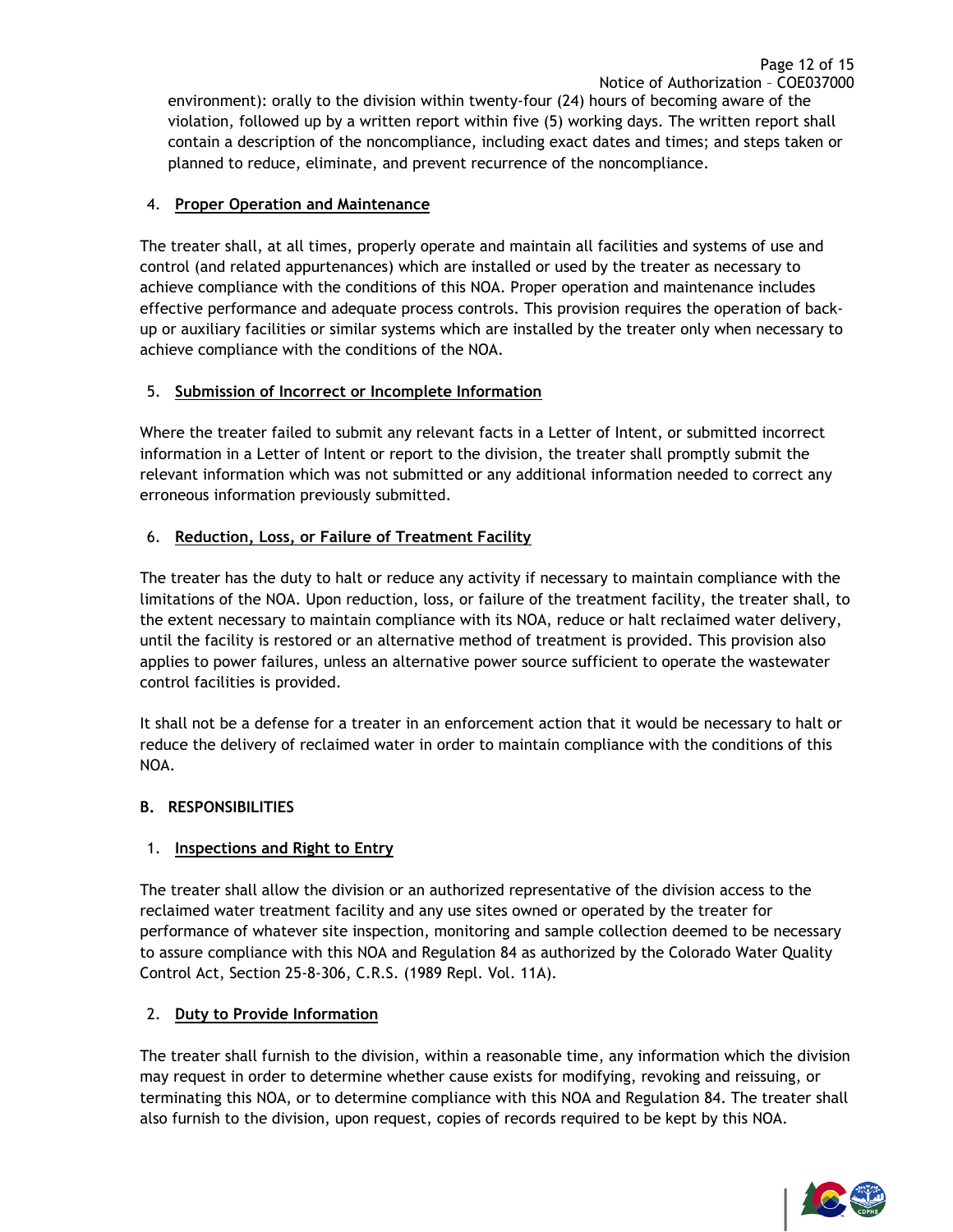environment): orally to the division within twenty-four (24) hours of becoming aware of the violation, followed up by a written report within five (5) working days. The written report shall contain a description of the noncompliance, including exact dates and times; and steps taken or planned to reduce, eliminate, and prevent recurrence of the noncompliance.

4. **Proper Operation and Maintenance**

The treater shall, at all times, properly operate and maintain all facilities and systems of use and control (and related appurtenances) which are installed or used by the treater as necessary to achieve compliance with the conditions of this NOA. Proper operation and maintenance includes effective performance and adequate process controls. This provision requires the operation of back-up or auxiliary facilities or similar systems which are installed by the treater only when necessary to achieve compliance with the conditions of the NOA.

5. **Submission of Incorrect or Incomplete Information**

Where the treater failed to submit any relevant facts in a Letter of Intent, or submitted incorrect information in a Letter of Intent or report to the division, the treater shall promptly submit the relevant information which was not submitted or any additional information needed to correct any erroneous information previously submitted.

6. **Reduction, Loss, or Failure of Treatment Facility**

The treater has the duty to halt or reduce any activity if necessary to maintain compliance with the limitations of the NOA. Upon reduction, loss, or failure of the treatment facility, the treater shall, to the extent necessary to maintain compliance with its NOA, reduce or halt reclaimed water delivery, until the facility is restored or an alternative method of treatment is provided. This provision also applies to power failures, unless an alternative power source sufficient to operate the wastewater control facilities is provided.

It shall not be a defense for a treater in an enforcement action that it would be necessary to halt or reduce the delivery of reclaimed water in order to maintain compliance with the conditions of this NOA.

## B. RESPONSIBILITIES

1. **Inspections and Right to Entry**

The treater shall allow the division or an authorized representative of the division access to the reclaimed water treatment facility and any use sites owned or operated by the treater for performance of whatever site inspection, monitoring and sample collection deemed to be necessary to assure compliance with this NOA and Regulation 84 as authorized by the Colorado Water Quality Control Act, Section 25-8-306, C.R.S. (1989 Repl. Vol. 11A).

2. **Duty to Provide Information**

The treater shall furnish to the division, within a reasonable time, any information which the division may request in order to determine whether cause exists for modifying, revoking and reissuing, or terminating this NOA, or to determine compliance with this NOA and Regulation 84. The treater shall also furnish to the division, upon request, copies of records required to be kept by this NOA.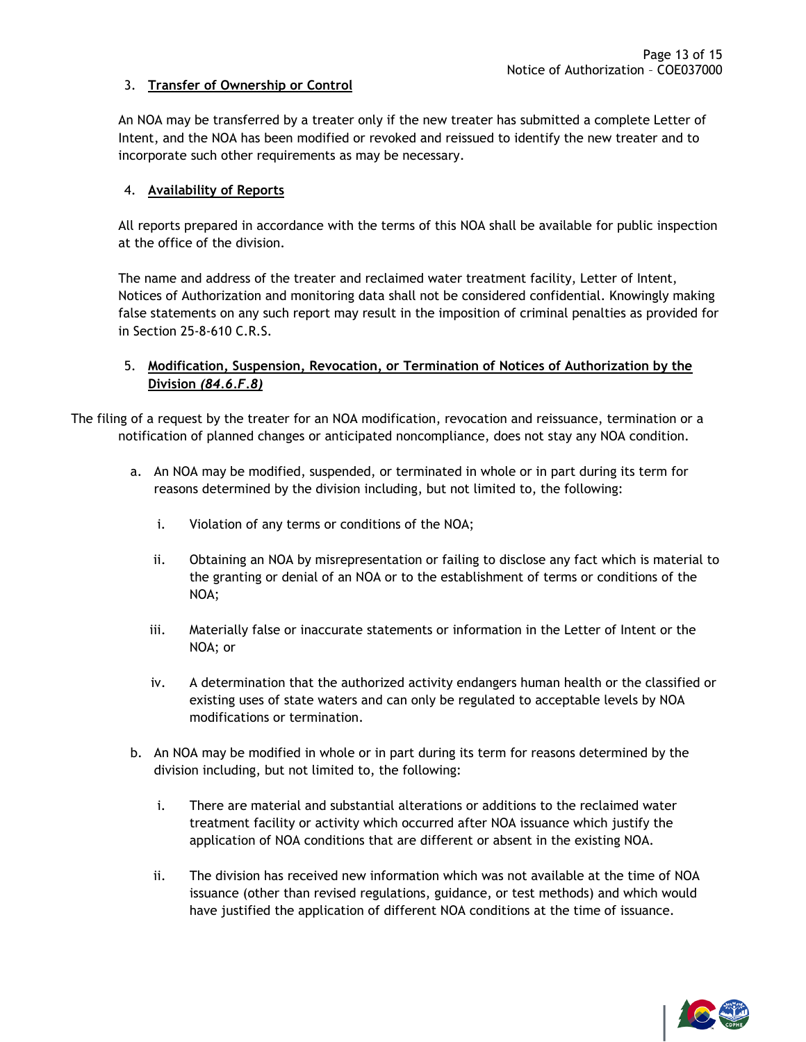3. **Transfer of Ownership or Control**

An NOA may be transferred by a treater only if the new treater has submitted a complete Letter of Intent, and the NOA has been modified or revoked and reissued to identify the new treater and to incorporate such other requirements as may be necessary.

4. **Availability of Reports**

All reports prepared in accordance with the terms of this NOA shall be available for public inspection at the office of the division.

The name and address of the treater and reclaimed water treatment facility, Letter of Intent, Notices of Authorization and monitoring data shall not be considered confidential. Knowingly making false statements on any such report may result in the imposition of criminal penalties as provided for in Section 25-8-610 C.R.S.

5. **Modification, Suspension, Revocation, or Termination of Notices of Authorization by the Division *(84.6.F.8)***

The filing of a request by the treater for an NOA modification, revocation and reissuance, termination or a notification of planned changes or anticipated noncompliance, does not stay any NOA condition.

a. An NOA may be modified, suspended, or terminated in whole or in part during its term for reasons determined by the division including, but not limited to, the following:

   i. Violation of any terms or conditions of the NOA;

   ii. Obtaining an NOA by misrepresentation or failing to disclose any fact which is material to the granting or denial of an NOA or to the establishment of terms or conditions of the NOA;

   iii. Materially false or inaccurate statements or information in the Letter of Intent or the NOA; or

   iv. A determination that the authorized activity endangers human health or the classified or existing uses of state waters and can only be regulated to acceptable levels by NOA modifications or termination.

b. An NOA may be modified in whole or in part during its term for reasons determined by the division including, but not limited to, the following:

   i. There are material and substantial alterations or additions to the reclaimed water treatment facility or activity which occurred after NOA issuance which justify the application of NOA conditions that are different or absent in the existing NOA.

   ii. The division has received new information which was not available at the time of NOA issuance (other than revised regulations, guidance, or test methods) and which would have justified the application of different NOA conditions at the time of issuance.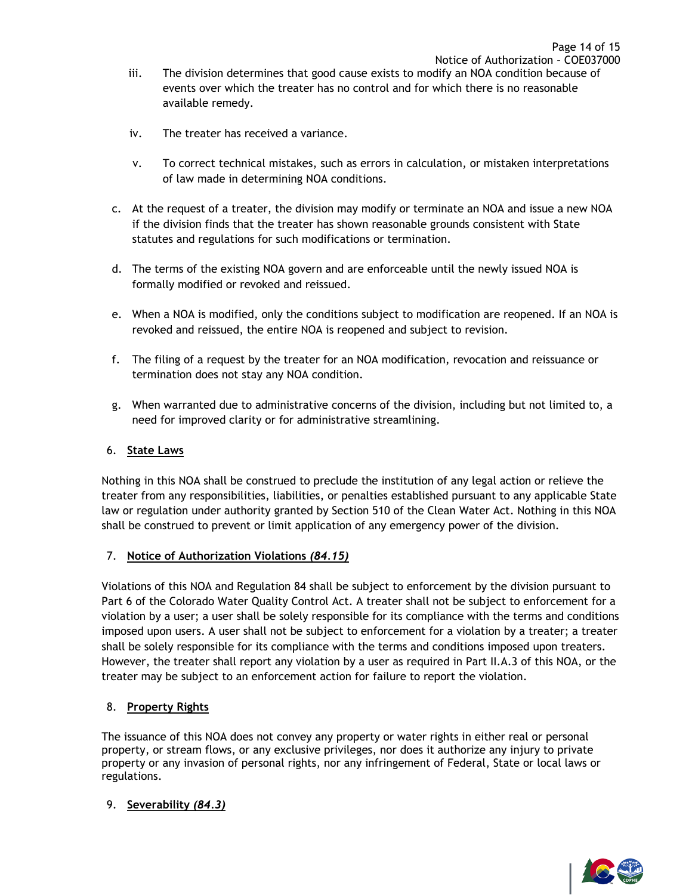iii. The division determines that good cause exists to modify an NOA condition because of events over which the treater has no control and for which there is no reasonable available remedy.

iv. The treater has received a variance.

v. To correct technical mistakes, such as errors in calculation, or mistaken interpretations of law made in determining NOA conditions.

c. At the request of a treater, the division may modify or terminate an NOA and issue a new NOA if the division finds that the treater has shown reasonable grounds consistent with State statutes and regulations for such modifications or termination.

d. The terms of the existing NOA govern and are enforceable until the newly issued NOA is formally modified or revoked and reissued.

e. When a NOA is modified, only the conditions subject to modification are reopened. If an NOA is revoked and reissued, the entire NOA is reopened and subject to revision.

f. The filing of a request by the treater for an NOA modification, revocation and reissuance or termination does not stay any NOA condition.

g. When warranted due to administrative concerns of the division, including but not limited to, a need for improved clarity or for administrative streamlining.

6. **State Laws**

Nothing in this NOA shall be construed to preclude the institution of any legal action or relieve the treater from any responsibilities, liabilities, or penalties established pursuant to any applicable State law or regulation under authority granted by Section 510 of the Clean Water Act. Nothing in this NOA shall be construed to prevent or limit application of any emergency power of the division.

7. **Notice of Authorization Violations *(84.15)***

Violations of this NOA and Regulation 84 shall be subject to enforcement by the division pursuant to Part 6 of the Colorado Water Quality Control Act. A treater shall not be subject to enforcement for a violation by a user; a user shall be solely responsible for its compliance with the terms and conditions imposed upon users. A user shall not be subject to enforcement for a violation by a treater; a treater shall be solely responsible for its compliance with the terms and conditions imposed upon treaters. However, the treater shall report any violation by a user as required in Part II.A.3 of this NOA, or the treater may be subject to an enforcement action for failure to report the violation.

8. **Property Rights**

The issuance of this NOA does not convey any property or water rights in either real or personal property, or stream flows, or any exclusive privileges, nor does it authorize any injury to private property or any invasion of personal rights, nor any infringement of Federal, State or local laws or regulations.

9. **Severability *(84.3)***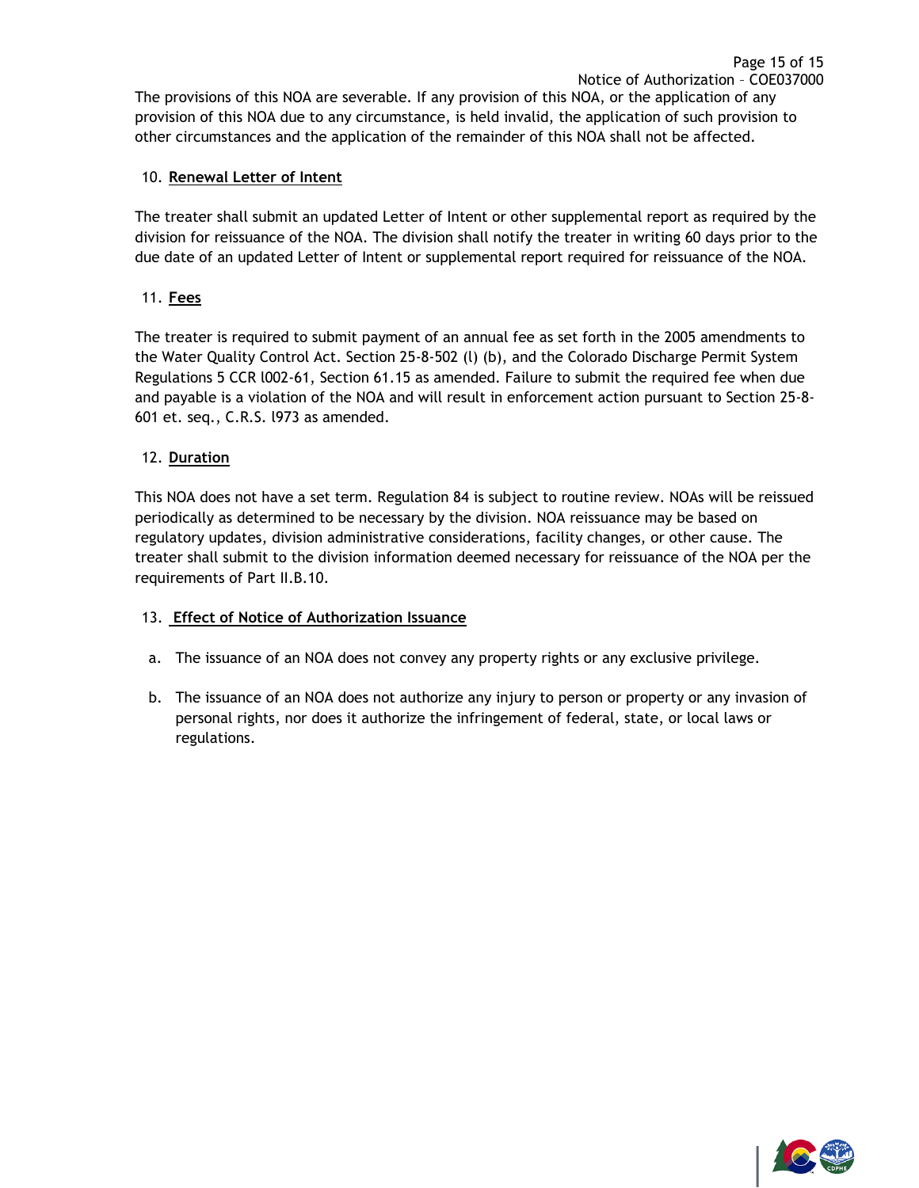The provisions of this NOA are severable. If any provision of this NOA, or the application of any provision of this NOA due to any circumstance, is held invalid, the application of such provision to other circumstances and the application of the remainder of this NOA shall not be affected.

10. **Renewal Letter of Intent**

The treater shall submit an updated Letter of Intent or other supplemental report as required by the division for reissuance of the NOA. The division shall notify the treater in writing 60 days prior to the due date of an updated Letter of Intent or supplemental report required for reissuance of the NOA.

11. **Fees**

The treater is required to submit payment of an annual fee as set forth in the 2005 amendments to the Water Quality Control Act. Section 25-8-502 (l) (b), and the Colorado Discharge Permit System Regulations 5 CCR l002-61, Section 61.15 as amended. Failure to submit the required fee when due and payable is a violation of the NOA and will result in enforcement action pursuant to Section 25-8-601 et. seq., C.R.S. l973 as amended.

12. **Duration**

This NOA does not have a set term. Regulation 84 is subject to routine review. NOAs will be reissued periodically as determined to be necessary by the division. NOA reissuance may be based on regulatory updates, division administrative considerations, facility changes, or other cause. The treater shall submit to the division information deemed necessary for reissuance of the NOA per the requirements of Part II.B.10.

13. **Effect of Notice of Authorization Issuance**

a. The issuance of an NOA does not convey any property rights or any exclusive privilege.

b. The issuance of an NOA does not authorize any injury to person or property or any invasion of personal rights, nor does it authorize the infringement of federal, state, or local laws or regulations.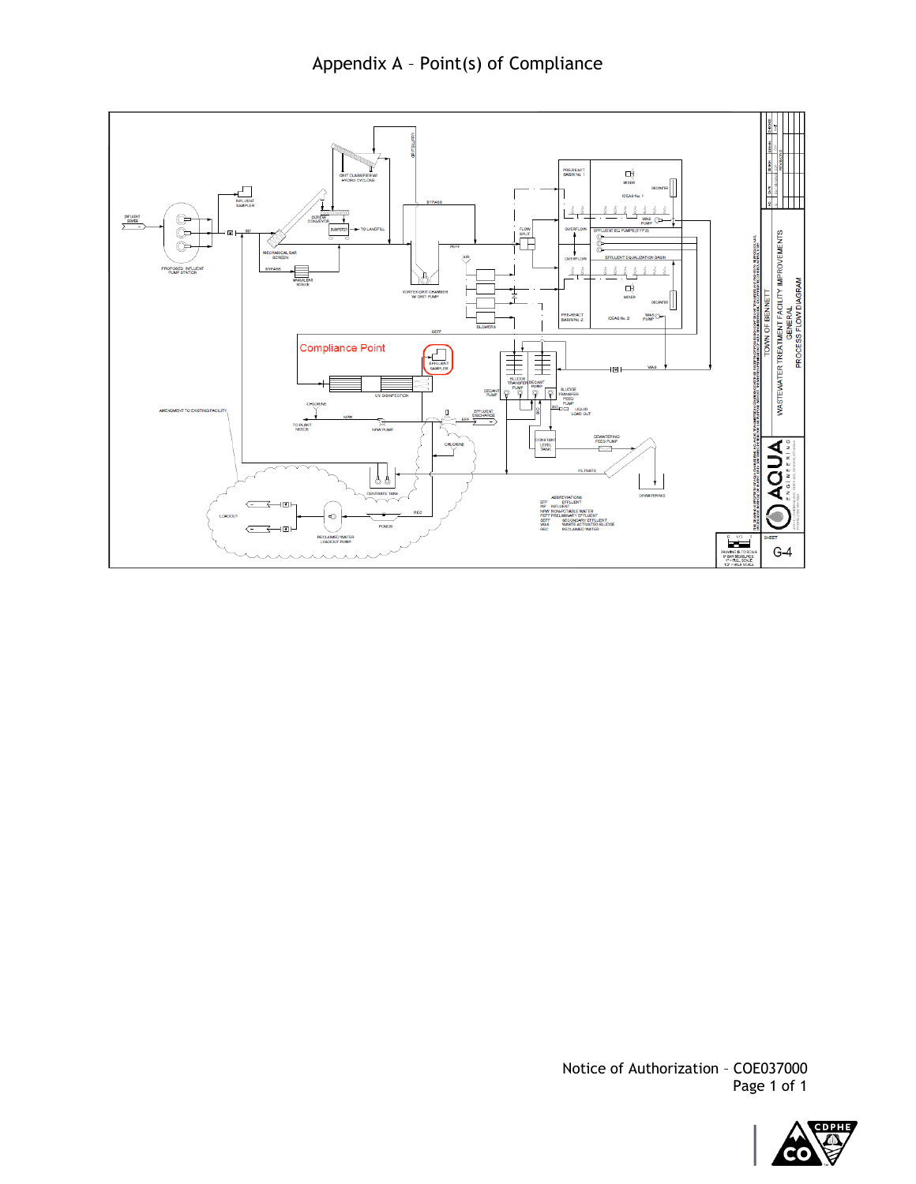# Appendix A – Point(s) of Compliance

Compliance Point

EFFLUENT SAMPLER

WASTEWATER TREATMENT FACILITY IMPROVEMENTS
GENERAL
PROCESS FLOW DIAGRAM

TOWN OF BENNETT

AQUA ENGINEERING

SHEET G-4

ABBREVIATIONS
EFF EFFLUENT
INF INFLUENT
NPW NON-POTABLE WATER
PEFF PRELIMINARY EFFLUENT
SEFF SECONDARY EFFLUENT
WAS WASTE ACTIVATED SLUDGE
REC RECLAIMED WATER

Notice of Authorization – COE037000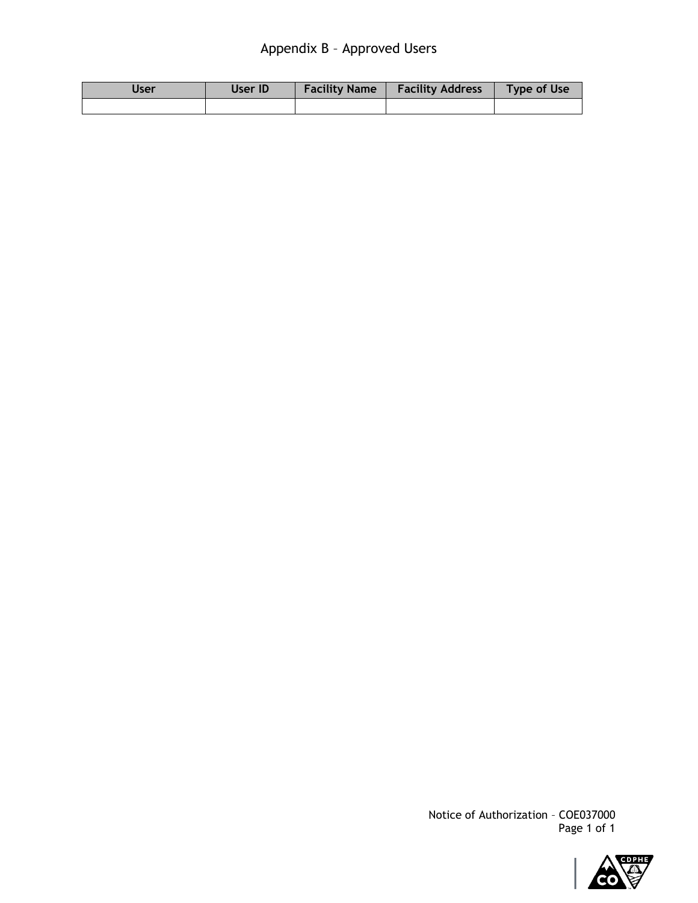# Appendix B – Approved Users

| User | User ID | Facility Name | Facility Address | Type of Use |
|---|---|---|---|---|
| | | | | |